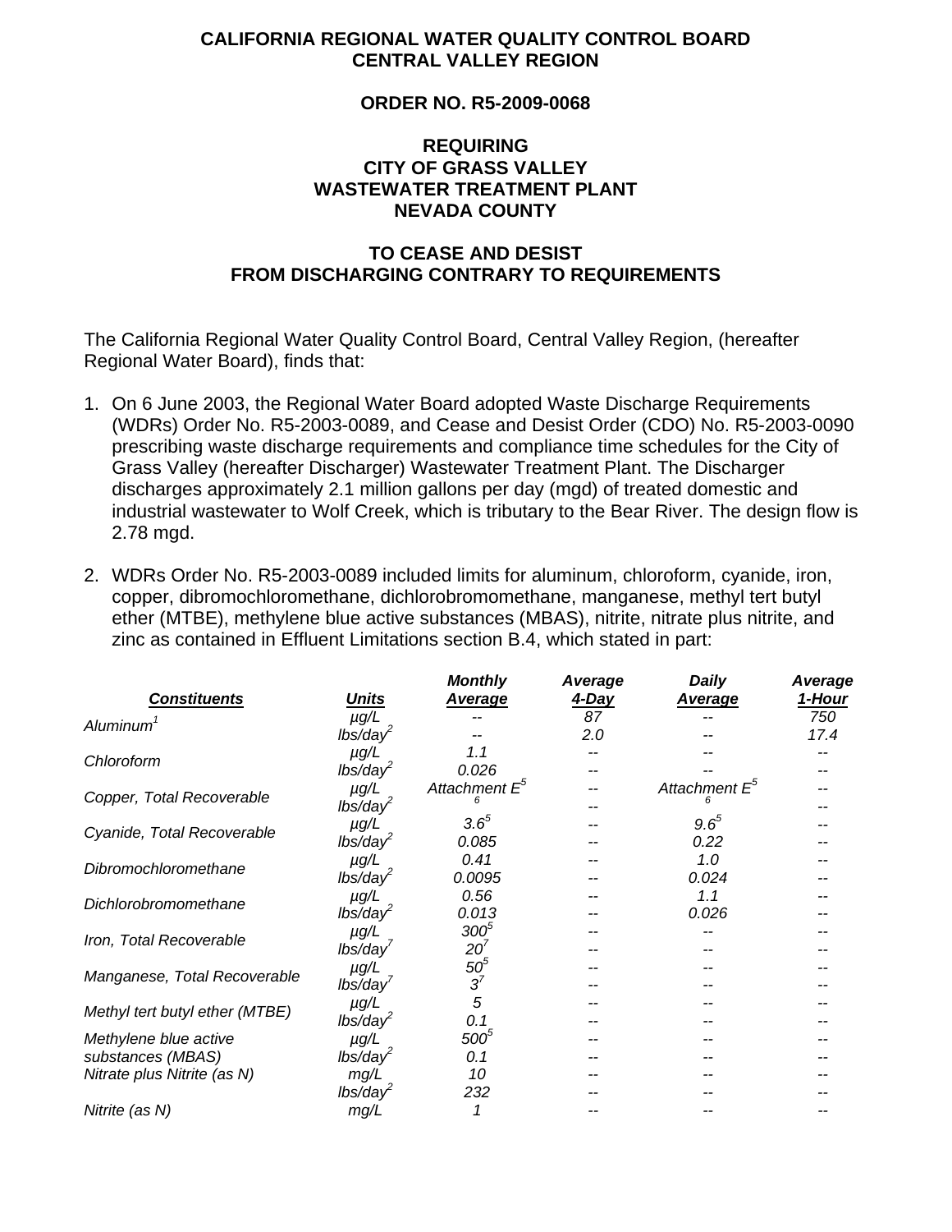**CALIFORNIA REGIONAL WATER QUALITY CONTROL BOARD**
**CENTRAL VALLEY REGION**

**ORDER NO. R5-2009-0068**

**REQUIRING**
**CITY OF GRASS VALLEY**
**WASTEWATER TREATMENT PLANT**
**NEVADA COUNTY**

**TO CEASE AND DESIST**
**FROM DISCHARGING CONTRARY TO REQUIREMENTS**

The California Regional Water Quality Control Board, Central Valley Region, (hereafter Regional Water Board), finds that:

1. On 6 June 2003, the Regional Water Board adopted Waste Discharge Requirements (WDRs) Order No. R5-2003-0089, and Cease and Desist Order (CDO) No. R5-2003-0090 prescribing waste discharge requirements and compliance time schedules for the City of Grass Valley (hereafter Discharger) Wastewater Treatment Plant. The Discharger discharges approximately 2.1 million gallons per day (mgd) of treated domestic and industrial wastewater to Wolf Creek, which is tributary to the Bear River. The design flow is 2.78 mgd.

2. WDRs Order No. R5-2003-0089 included limits for aluminum, chloroform, cyanide, iron, copper, dibromochloromethane, dichlorobromomethane, manganese, methyl tert butyl ether (MTBE), methylene blue active substances (MBAS), nitrite, nitrate plus nitrite, and zinc as contained in Effluent Limitations section B.4, which stated in part:

| *Constituents* | *Units* | *Monthly Average* | *Average 4-Day* | *Daily Average* | *Average 1-Hour* |
|---|---|---|---|---|---|
| *Aluminum*[1] | *µg/L* | *--* | *87* | *--* | *750* |
| | *lbs/day*[2] | *--* | *2.0* | *--* | *17.4* |
| *Chloroform* | *µg/L* | *1.1* | *--* | *--* | *--* |
| | *lbs/day*[2] | *0.026* | *--* | *--* | *--* |
| *Copper, Total Recoverable* | *µg/L* | *Attachment E*[5] | *--* | *Attachment E*[5] | *--* |
| | *lbs/day*[2] | [6] | *--* | [6] | *--* |
| *Cyanide, Total Recoverable* | *µg/L* | *3.6*[5] | *--* | *9.6*[5] | *--* |
| | *lbs/day*[2] | *0.085* | *--* | *0.22* | *--* |
| *Dibromochloromethane* | *µg/L* | *0.41* | *--* | *1.0* | *--* |
| | *lbs/day*[2] | *0.0095* | *--* | *0.024* | *--* |
| *Dichlorobromomethane* | *µg/L* | *0.56* | *--* | *1.1* | *--* |
| | *lbs/day*[2] | *0.013* | *--* | *0.026* | *--* |
| *Iron, Total Recoverable* | *µg/L* | *300*[5] | *--* | *--* | *--* |
| | *lbs/day*[7] | *20*[7] | *--* | *--* | *--* |
| *Manganese, Total Recoverable* | *µg/L* | *50*[5] | *--* | *--* | *--* |
| | *lbs/day*[7] | *3*[7] | *--* | *--* | *--* |
| *Methyl tert butyl ether (MTBE)* | *µg/L* | *5* | *--* | *--* | *--* |
| | *lbs/day*[2] | *0.1* | *--* | *--* | *--* |
| *Methylene blue active* | *µg/L* | *500*[5] | *--* | *--* | *--* |
| *substances (MBAS)* | *lbs/day*[2] | *0.1* | *--* | *--* | *--* |
| *Nitrate plus Nitrite (as N)* | *mg/L* | *10* | *--* | *--* | *--* |
| | *lbs/day*[2] | *232* | *--* | *--* | *--* |
| *Nitrite (as N)* | *mg/L* | *1* | *--* | *--* | *--* |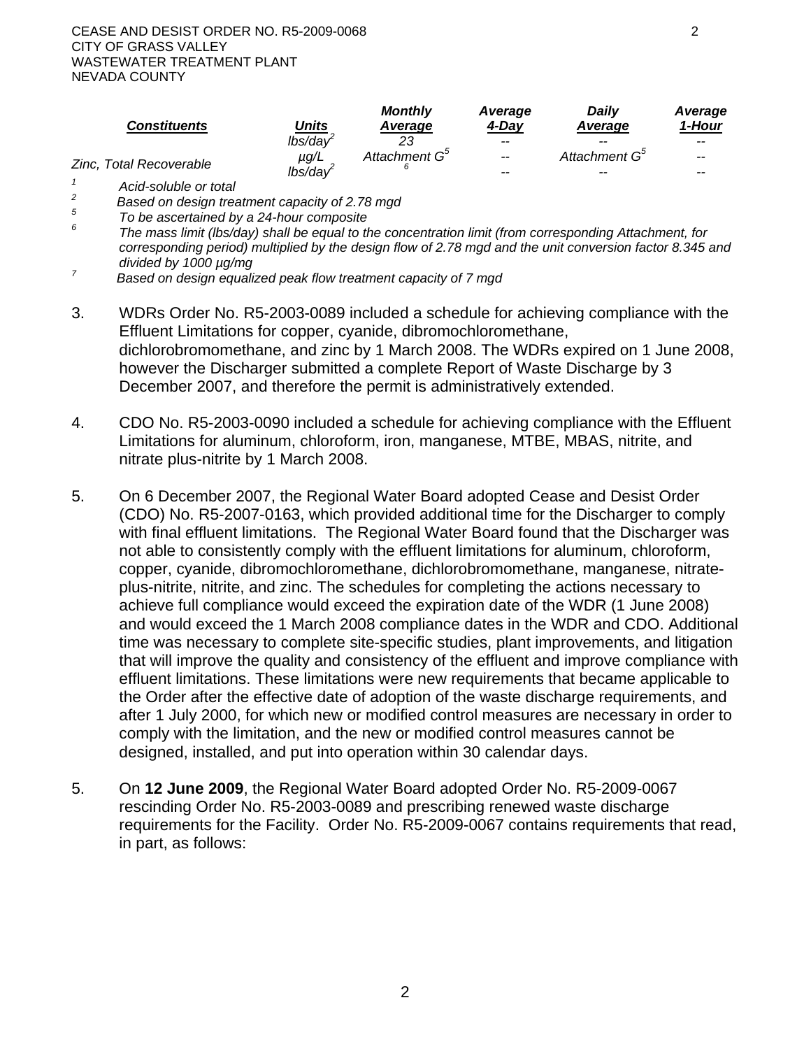| *Constituents* | *Units* | *Monthly Average* | *Average 4-Day* | *Daily Average* | *Average 1-Hour* |
|---|---|---|---|---|---|
| | *lbs/day*[2] | *23* | -- | -- | -- |
| *Zinc, Total Recoverable* | *µg/L* | *Attachment G*[5] | -- | *Attachment G*[5] | -- |
| | *lbs/day*[2] | [6] | -- | -- | -- |

[1] *Acid-soluble or total*

[2] *Based on design treatment capacity of 2.78 mgd*

[5] *To be ascertained by a 24-hour composite*

[6] *The mass limit (lbs/day) shall be equal to the concentration limit (from corresponding Attachment, for corresponding period) multiplied by the design flow of 2.78 mgd and the unit conversion factor 8.345 and divided by 1000 µg/mg*

[7] *Based on design equalized peak flow treatment capacity of 7 mgd*

3. WDRs Order No. R5-2003-0089 included a schedule for achieving compliance with the Effluent Limitations for copper, cyanide, dibromochloromethane, dichlorobromomethane, and zinc by 1 March 2008. The WDRs expired on 1 June 2008, however the Discharger submitted a complete Report of Waste Discharge by 3 December 2007, and therefore the permit is administratively extended.

4. CDO No. R5-2003-0090 included a schedule for achieving compliance with the Effluent Limitations for aluminum, chloroform, iron, manganese, MTBE, MBAS, nitrite, and nitrate plus-nitrite by 1 March 2008.

5. On 6 December 2007, the Regional Water Board adopted Cease and Desist Order (CDO) No. R5-2007-0163, which provided additional time for the Discharger to comply with final effluent limitations. The Regional Water Board found that the Discharger was not able to consistently comply with the effluent limitations for aluminum, chloroform, copper, cyanide, dibromochloromethane, dichlorobromomethane, manganese, nitrate-plus-nitrite, nitrite, and zinc. The schedules for completing the actions necessary to achieve full compliance would exceed the expiration date of the WDR (1 June 2008) and would exceed the 1 March 2008 compliance dates in the WDR and CDO. Additional time was necessary to complete site-specific studies, plant improvements, and litigation that will improve the quality and consistency of the effluent and improve compliance with effluent limitations. These limitations were new requirements that became applicable to the Order after the effective date of adoption of the waste discharge requirements, and after 1 July 2000, for which new or modified control measures are necessary in order to comply with the limitation, and the new or modified control measures cannot be designed, installed, and put into operation within 30 calendar days.

5. On **12 June 2009**, the Regional Water Board adopted Order No. R5-2009-0067 rescinding Order No. R5-2003-0089 and prescribing renewed waste discharge requirements for the Facility. Order No. R5-2009-0067 contains requirements that read, in part, as follows: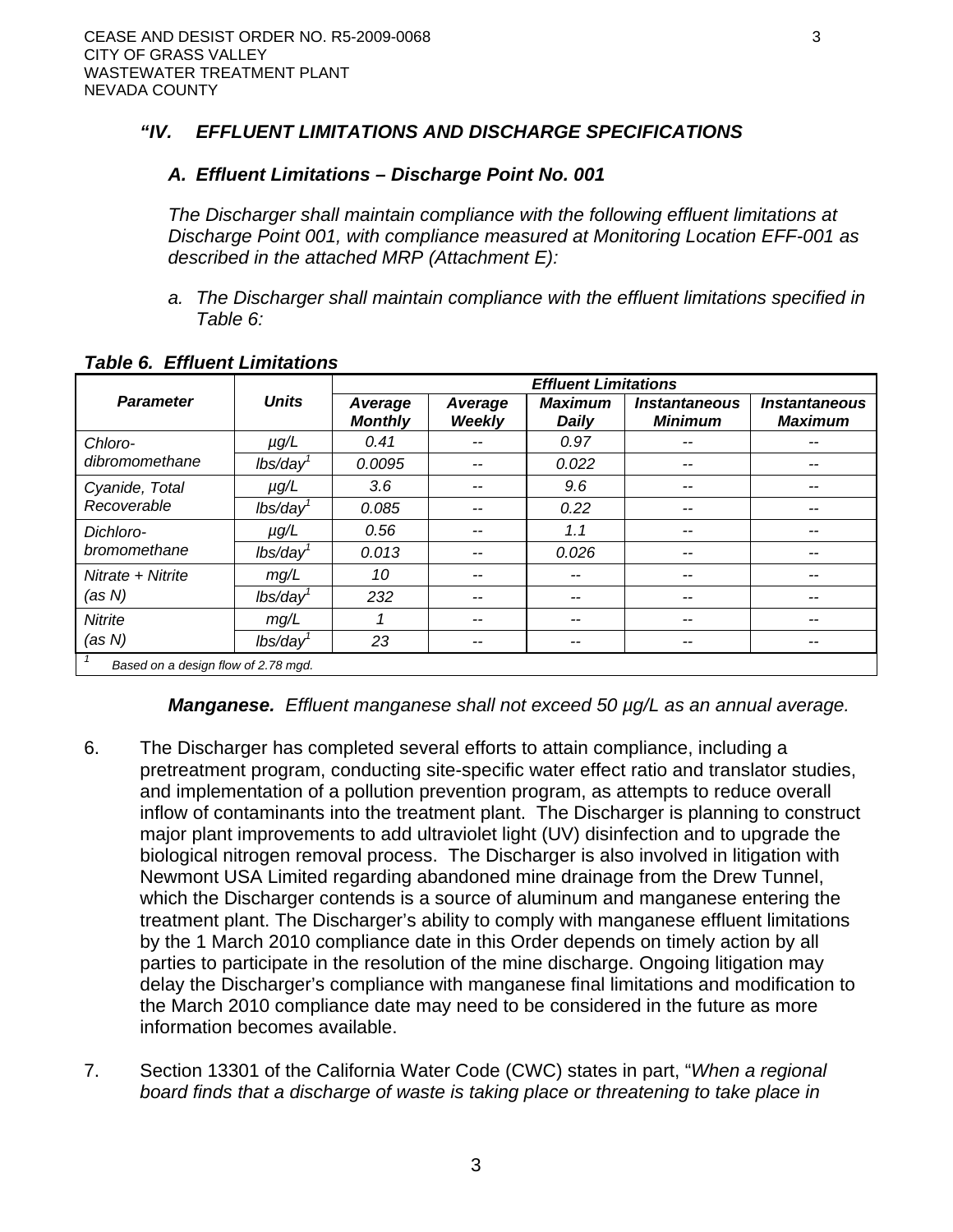*"IV. EFFLUENT LIMITATIONS AND DISCHARGE SPECIFICATIONS*

***A. Effluent Limitations – Discharge Point No. 001***

*The Discharger shall maintain compliance with the following effluent limitations at Discharge Point 001, with compliance measured at Monitoring Location EFF-001 as described in the attached MRP (Attachment E):*

*a. The Discharger shall maintain compliance with the effluent limitations specified in Table 6:*

***Table 6. Effluent Limitations***

| *Parameter* | *Units* | *Effluent Limitations* | | | | |
|---|---|---|---|---|---|---|
| | | *Average Monthly* | *Average Weekly* | *Maximum Daily* | *Instantaneous Minimum* | *Instantaneous Maximum* |
| *Chloro-dibromomethane* | *µg/L* | *0.41* | -- | *0.97* | -- | -- |
| | *lbs/day*[1] | *0.0095* | -- | *0.022* | -- | -- |
| *Cyanide, Total Recoverable* | *µg/L* | *3.6* | -- | *9.6* | -- | -- |
| | *lbs/day*[1] | *0.085* | -- | *0.22* | -- | -- |
| *Dichloro-bromomethane* | *µg/L* | *0.56* | -- | *1.1* | -- | -- |
| | *lbs/day*[1] | *0.013* | -- | *0.026* | -- | -- |
| *Nitrate + Nitrite (as N)* | *mg/L* | *10* | -- | -- | -- | -- |
| | *lbs/day*[1] | *232* | -- | -- | -- | -- |
| *Nitrite (as N)* | *mg/L* | *1* | -- | -- | -- | -- |
| | *lbs/day*[1] | *23* | -- | -- | -- | -- |

[1] *Based on a design flow of 2.78 mgd.*

***Manganese.*** *Effluent manganese shall not exceed 50 µg/L as an annual average.*

6. The Discharger has completed several efforts to attain compliance, including a pretreatment program, conducting site-specific water effect ratio and translator studies, and implementation of a pollution prevention program, as attempts to reduce overall inflow of contaminants into the treatment plant. The Discharger is planning to construct major plant improvements to add ultraviolet light (UV) disinfection and to upgrade the biological nitrogen removal process. The Discharger is also involved in litigation with Newmont USA Limited regarding abandoned mine drainage from the Drew Tunnel, which the Discharger contends is a source of aluminum and manganese entering the treatment plant. The Discharger's ability to comply with manganese effluent limitations by the 1 March 2010 compliance date in this Order depends on timely action by all parties to participate in the resolution of the mine discharge. Ongoing litigation may delay the Discharger's compliance with manganese final limitations and modification to the March 2010 compliance date may need to be considered in the future as more information becomes available.

7. Section 13301 of the California Water Code (CWC) states in part, "*When a regional board finds that a discharge of waste is taking place or threatening to take place in*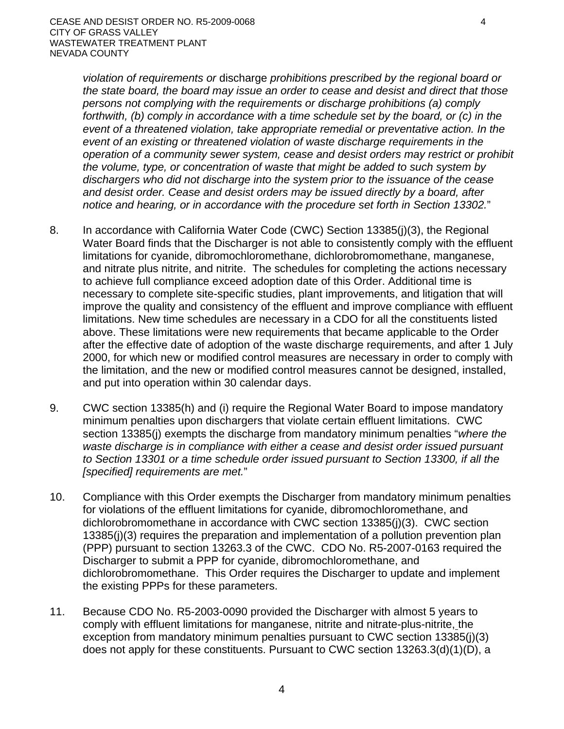*violation of requirements or* discharge *prohibitions prescribed by the regional board or the state board, the board may issue an order to cease and desist and direct that those persons not complying with the requirements or discharge prohibitions (a) comply forthwith, (b) comply in accordance with a time schedule set by the board, or (c) in the event of a threatened violation, take appropriate remedial or preventative action. In the event of an existing or threatened violation of waste discharge requirements in the operation of a community sewer system, cease and desist orders may restrict or prohibit the volume, type, or concentration of waste that might be added to such system by dischargers who did not discharge into the system prior to the issuance of the cease and desist order. Cease and desist orders may be issued directly by a board, after notice and hearing, or in accordance with the procedure set forth in Section 13302.*"

8. In accordance with California Water Code (CWC) Section 13385(j)(3), the Regional Water Board finds that the Discharger is not able to consistently comply with the effluent limitations for cyanide, dibromochloromethane, dichlorobromomethane, manganese, and nitrate plus nitrite, and nitrite. The schedules for completing the actions necessary to achieve full compliance exceed adoption date of this Order. Additional time is necessary to complete site-specific studies, plant improvements, and litigation that will improve the quality and consistency of the effluent and improve compliance with effluent limitations. New time schedules are necessary in a CDO for all the constituents listed above. These limitations were new requirements that became applicable to the Order after the effective date of adoption of the waste discharge requirements, and after 1 July 2000, for which new or modified control measures are necessary in order to comply with the limitation, and the new or modified control measures cannot be designed, installed, and put into operation within 30 calendar days.

9. CWC section 13385(h) and (i) require the Regional Water Board to impose mandatory minimum penalties upon dischargers that violate certain effluent limitations. CWC section 13385(j) exempts the discharge from mandatory minimum penalties "*where the waste discharge is in compliance with either a cease and desist order issued pursuant to Section 13301 or a time schedule order issued pursuant to Section 13300, if all the [specified] requirements are met.*"

10. Compliance with this Order exempts the Discharger from mandatory minimum penalties for violations of the effluent limitations for cyanide, dibromochloromethane, and dichlorobromomethane in accordance with CWC section 13385(j)(3). CWC section 13385(j)(3) requires the preparation and implementation of a pollution prevention plan (PPP) pursuant to section 13263.3 of the CWC. CDO No. R5-2007-0163 required the Discharger to submit a PPP for cyanide, dibromochloromethane, and dichlorobromomethane. This Order requires the Discharger to update and implement the existing PPPs for these parameters.

11. Because CDO No. R5-2003-0090 provided the Discharger with almost 5 years to comply with effluent limitations for manganese, nitrite and nitrate-plus-nitrite, the exception from mandatory minimum penalties pursuant to CWC section 13385(j)(3) does not apply for these constituents. Pursuant to CWC section 13263.3(d)(1)(D), a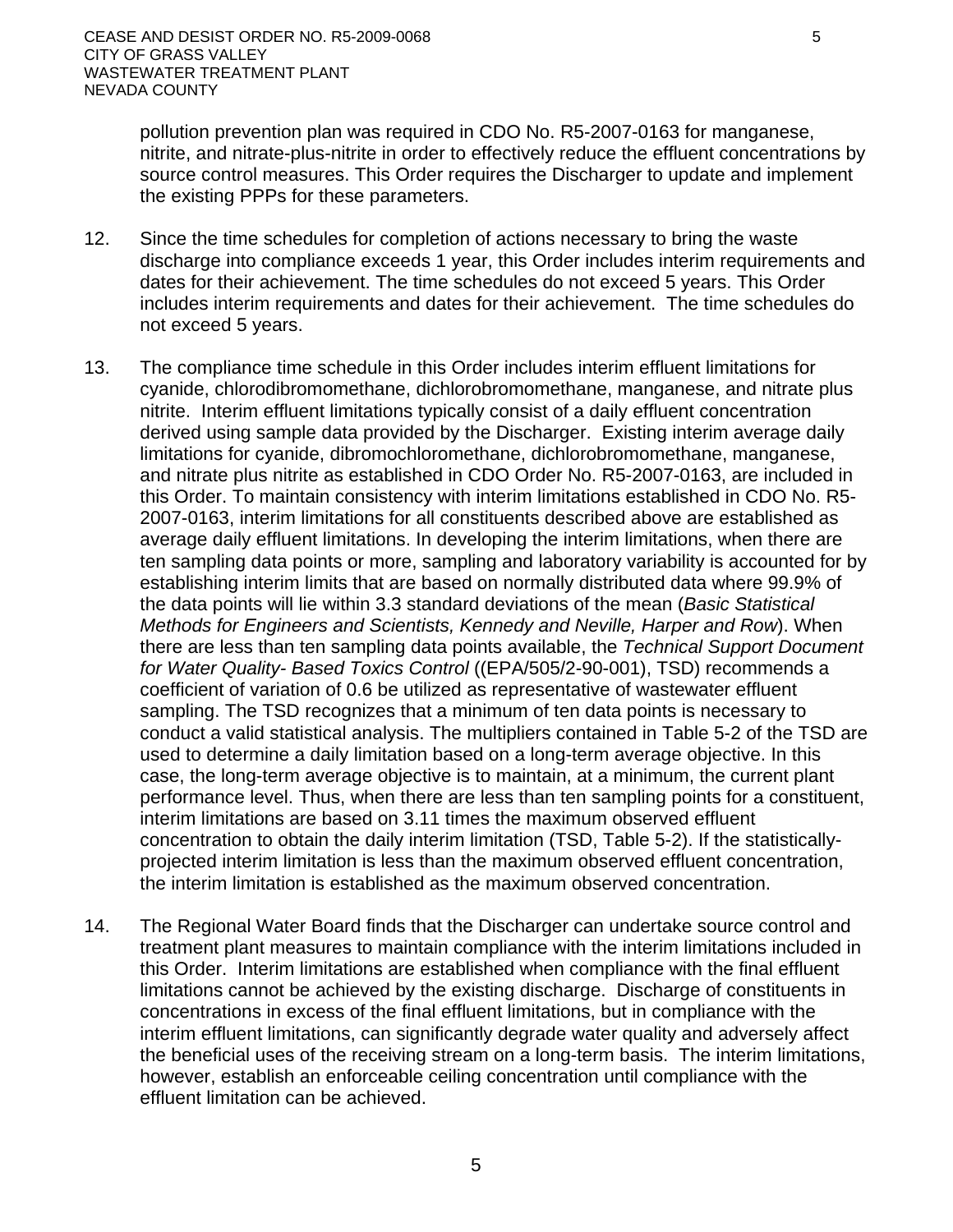pollution prevention plan was required in CDO No. R5-2007-0163 for manganese, nitrite, and nitrate-plus-nitrite in order to effectively reduce the effluent concentrations by source control measures. This Order requires the Discharger to update and implement the existing PPPs for these parameters.

12. Since the time schedules for completion of actions necessary to bring the waste discharge into compliance exceeds 1 year, this Order includes interim requirements and dates for their achievement. The time schedules do not exceed 5 years. This Order includes interim requirements and dates for their achievement. The time schedules do not exceed 5 years.

13. The compliance time schedule in this Order includes interim effluent limitations for cyanide, chlorodibromomethane, dichlorobromomethane, manganese, and nitrate plus nitrite. Interim effluent limitations typically consist of a daily effluent concentration derived using sample data provided by the Discharger. Existing interim average daily limitations for cyanide, dibromochloromethane, dichlorobromomethane, manganese, and nitrate plus nitrite as established in CDO Order No. R5-2007-0163, are included in this Order. To maintain consistency with interim limitations established in CDO No. R5-2007-0163, interim limitations for all constituents described above are established as average daily effluent limitations. In developing the interim limitations, when there are ten sampling data points or more, sampling and laboratory variability is accounted for by establishing interim limits that are based on normally distributed data where 99.9% of the data points will lie within 3.3 standard deviations of the mean (*Basic Statistical Methods for Engineers and Scientists, Kennedy and Neville, Harper and Row*). When there are less than ten sampling data points available, the *Technical Support Document for Water Quality- Based Toxics Control* ((EPA/505/2-90-001), TSD) recommends a coefficient of variation of 0.6 be utilized as representative of wastewater effluent sampling. The TSD recognizes that a minimum of ten data points is necessary to conduct a valid statistical analysis. The multipliers contained in Table 5-2 of the TSD are used to determine a daily limitation based on a long-term average objective. In this case, the long-term average objective is to maintain, at a minimum, the current plant performance level. Thus, when there are less than ten sampling points for a constituent, interim limitations are based on 3.11 times the maximum observed effluent concentration to obtain the daily interim limitation (TSD, Table 5-2). If the statistically-projected interim limitation is less than the maximum observed effluent concentration, the interim limitation is established as the maximum observed concentration.

14. The Regional Water Board finds that the Discharger can undertake source control and treatment plant measures to maintain compliance with the interim limitations included in this Order. Interim limitations are established when compliance with the final effluent limitations cannot be achieved by the existing discharge. Discharge of constituents in concentrations in excess of the final effluent limitations, but in compliance with the interim effluent limitations, can significantly degrade water quality and adversely affect the beneficial uses of the receiving stream on a long-term basis. The interim limitations, however, establish an enforceable ceiling concentration until compliance with the effluent limitation can be achieved.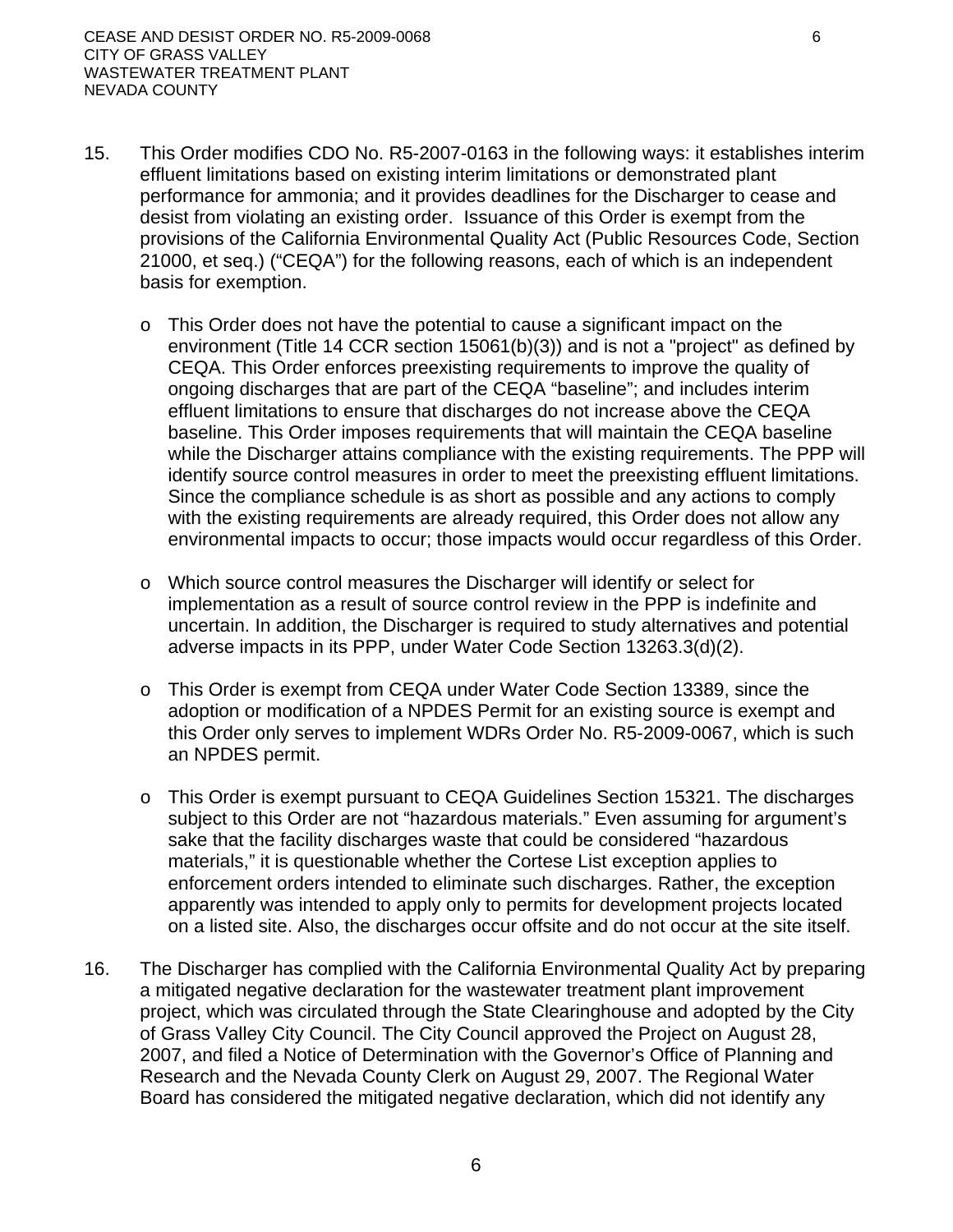15. This Order modifies CDO No. R5-2007-0163 in the following ways: it establishes interim effluent limitations based on existing interim limitations or demonstrated plant performance for ammonia; and it provides deadlines for the Discharger to cease and desist from violating an existing order. Issuance of this Order is exempt from the provisions of the California Environmental Quality Act (Public Resources Code, Section 21000, et seq.) ("CEQA") for the following reasons, each of which is an independent basis for exemption.

   - This Order does not have the potential to cause a significant impact on the environment (Title 14 CCR section 15061(b)(3)) and is not a "project" as defined by CEQA. This Order enforces preexisting requirements to improve the quality of ongoing discharges that are part of the CEQA "baseline"; and includes interim effluent limitations to ensure that discharges do not increase above the CEQA baseline. This Order imposes requirements that will maintain the CEQA baseline while the Discharger attains compliance with the existing requirements. The PPP will identify source control measures in order to meet the preexisting effluent limitations. Since the compliance schedule is as short as possible and any actions to comply with the existing requirements are already required, this Order does not allow any environmental impacts to occur; those impacts would occur regardless of this Order.

   - Which source control measures the Discharger will identify or select for implementation as a result of source control review in the PPP is indefinite and uncertain. In addition, the Discharger is required to study alternatives and potential adverse impacts in its PPP, under Water Code Section 13263.3(d)(2).

   - This Order is exempt from CEQA under Water Code Section 13389, since the adoption or modification of a NPDES Permit for an existing source is exempt and this Order only serves to implement WDRs Order No. R5-2009-0067, which is such an NPDES permit.

   - This Order is exempt pursuant to CEQA Guidelines Section 15321. The discharges subject to this Order are not "hazardous materials." Even assuming for argument's sake that the facility discharges waste that could be considered "hazardous materials," it is questionable whether the Cortese List exception applies to enforcement orders intended to eliminate such discharges. Rather, the exception apparently was intended to apply only to permits for development projects located on a listed site. Also, the discharges occur offsite and do not occur at the site itself.

16. The Discharger has complied with the California Environmental Quality Act by preparing a mitigated negative declaration for the wastewater treatment plant improvement project, which was circulated through the State Clearinghouse and adopted by the City of Grass Valley City Council. The City Council approved the Project on August 28, 2007, and filed a Notice of Determination with the Governor's Office of Planning and Research and the Nevada County Clerk on August 29, 2007. The Regional Water Board has considered the mitigated negative declaration, which did not identify any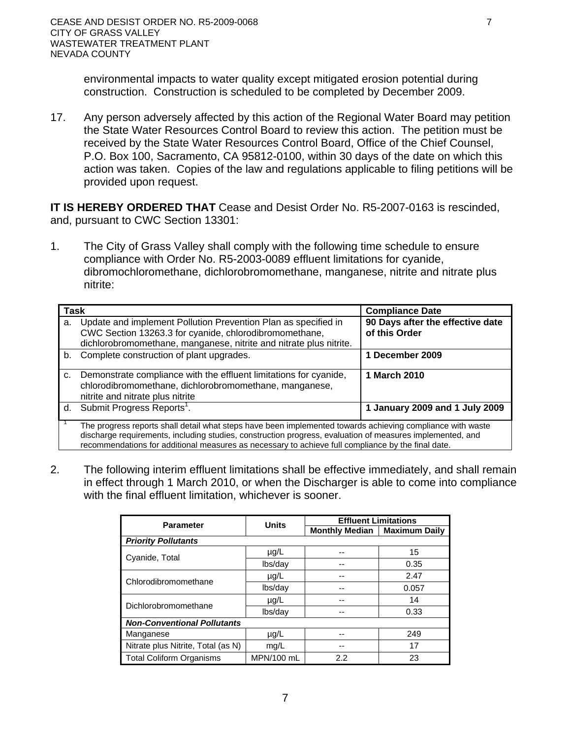environmental impacts to water quality except mitigated erosion potential during construction. Construction is scheduled to be completed by December 2009.

17. Any person adversely affected by this action of the Regional Water Board may petition the State Water Resources Control Board to review this action. The petition must be received by the State Water Resources Control Board, Office of the Chief Counsel, P.O. Box 100, Sacramento, CA 95812-0100, within 30 days of the date on which this action was taken. Copies of the law and regulations applicable to filing petitions will be provided upon request.

**IT IS HEREBY ORDERED THAT** Cease and Desist Order No. R5-2007-0163 is rescinded, and, pursuant to CWC Section 13301:

1. The City of Grass Valley shall comply with the following time schedule to ensure compliance with Order No. R5-2003-0089 effluent limitations for cyanide, dibromochloromethane, dichlorobromomethane, manganese, nitrite and nitrate plus nitrite:

| Task | Compliance Date |
|---|---|
| a. Update and implement Pollution Prevention Plan as specified in CWC Section 13263.3 for cyanide, chlorodibromomethane, dichlorobromomethane, manganese, nitrite and nitrate plus nitrite. | **90 Days after the effective date of this Order** |
| b. Complete construction of plant upgrades. | **1 December 2009** |
| c. Demonstrate compliance with the effluent limitations for cyanide, chlorodibromomethane, dichlorobromomethane, manganese, nitrite and nitrate plus nitrite | **1 March 2010** |
| d. Submit Progress Reports[1]. | **1 January 2009 and 1 July 2009** |

[1] The progress reports shall detail what steps have been implemented towards achieving compliance with waste discharge requirements, including studies, construction progress, evaluation of measures implemented, and recommendations for additional measures as necessary to achieve full compliance by the final date.

2. The following interim effluent limitations shall be effective immediately, and shall remain in effect through 1 March 2010, or when the Discharger is able to come into compliance with the final effluent limitation, whichever is sooner.

| Parameter | Units | Effluent Limitations | |
|---|---|---|---|
| | | Monthly Median | Maximum Daily |
| ***Priority Pollutants*** | | | |
| Cyanide, Total | µg/L | -- | 15 |
| | lbs/day | -- | 0.35 |
| Chlorodibromomethane | µg/L | -- | 2.47 |
| | lbs/day | -- | 0.057 |
| Dichlorobromomethane | µg/L | -- | 14 |
| | lbs/day | -- | 0.33 |
| ***Non-Conventional Pollutants*** | | | |
| Manganese | µg/L | -- | 249 |
| Nitrate plus Nitrite, Total (as N) | mg/L | -- | 17 |
| Total Coliform Organisms | MPN/100 mL | 2.2 | 23 |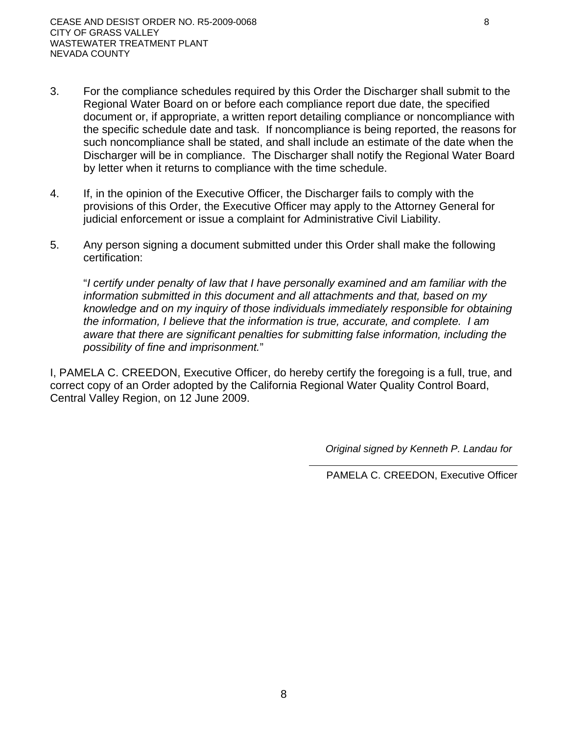3. For the compliance schedules required by this Order the Discharger shall submit to the Regional Water Board on or before each compliance report due date, the specified document or, if appropriate, a written report detailing compliance or noncompliance with the specific schedule date and task. If noncompliance is being reported, the reasons for such noncompliance shall be stated, and shall include an estimate of the date when the Discharger will be in compliance. The Discharger shall notify the Regional Water Board by letter when it returns to compliance with the time schedule.

4. If, in the opinion of the Executive Officer, the Discharger fails to comply with the provisions of this Order, the Executive Officer may apply to the Attorney General for judicial enforcement or issue a complaint for Administrative Civil Liability.

5. Any person signing a document submitted under this Order shall make the following certification:

   "*I certify under penalty of law that I have personally examined and am familiar with the information submitted in this document and all attachments and that, based on my knowledge and on my inquiry of those individuals immediately responsible for obtaining the information, I believe that the information is true, accurate, and complete. I am aware that there are significant penalties for submitting false information, including the possibility of fine and imprisonment.*"

I, PAMELA C. CREEDON, Executive Officer, do hereby certify the foregoing is a full, true, and correct copy of an Order adopted by the California Regional Water Quality Control Board, Central Valley Region, on 12 June 2009.

*Original signed by Kenneth P. Landau for*

PAMELA C. CREEDON, Executive Officer